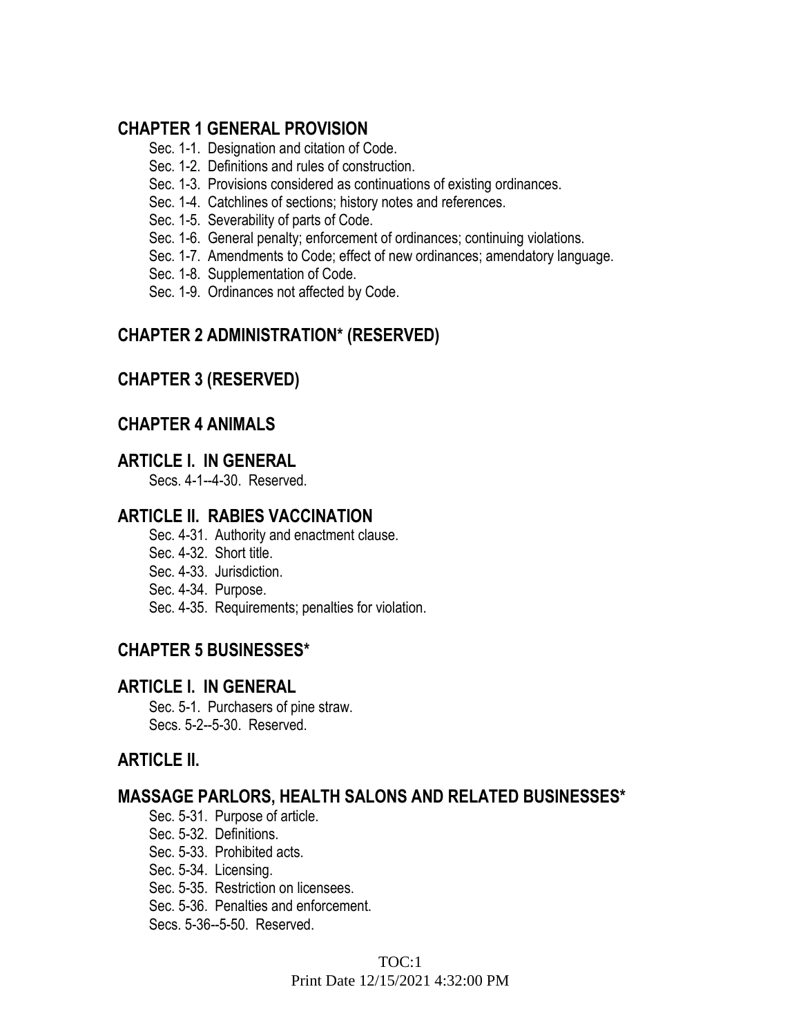## CHAPTER 1 GENERAL PROVISION

- Sec. 1-1. Designation and citation of Code.
- Sec. 1-2. Definitions and rules of construction.
- Sec. 1-3. Provisions considered as continuations of existing ordinances.
- Sec. 1-4. Catchlines of sections; history notes and references.
- Sec. 1-5. Severability of parts of Code.
- Sec. 1-6. General penalty; enforcement of ordinances; continuing violations.
- Sec. 1-7. Amendments to Code; effect of new ordinances; amendatory language.
- Sec. 1-8. Supplementation of Code.
- Sec. 1-9. Ordinances not affected by Code.

## CHAPTER 2 ADMINISTRATION* (RESERVED)

## CHAPTER 3 (RESERVED)

## CHAPTER 4 ANIMALS

## ARTICLE I. IN GENERAL

- Secs. 4-1--4-30. Reserved.

## ARTICLE II. RABIES VACCINATION

- Sec. 4-31. Authority and enactment clause.
- Sec. 4-32. Short title.
- Sec. 4-33. Jurisdiction.
- Sec. 4-34. Purpose.
- Sec. 4-35. Requirements; penalties for violation.

## CHAPTER 5 BUSINESSES*

## ARTICLE I. IN GENERAL

- Sec. 5-1. Purchasers of pine straw.
- Secs. 5-2--5-30. Reserved.

## ARTICLE II.

## MASSAGE PARLORS, HEALTH SALONS AND RELATED BUSINESSES*

- Sec. 5-31. Purpose of article.
- Sec. 5-32. Definitions.
- Sec. 5-33. Prohibited acts.
- Sec. 5-34. Licensing.
- Sec. 5-35. Restriction on licensees.
- Sec. 5-36. Penalties and enforcement.
- Secs. 5-36--5-50. Reserved.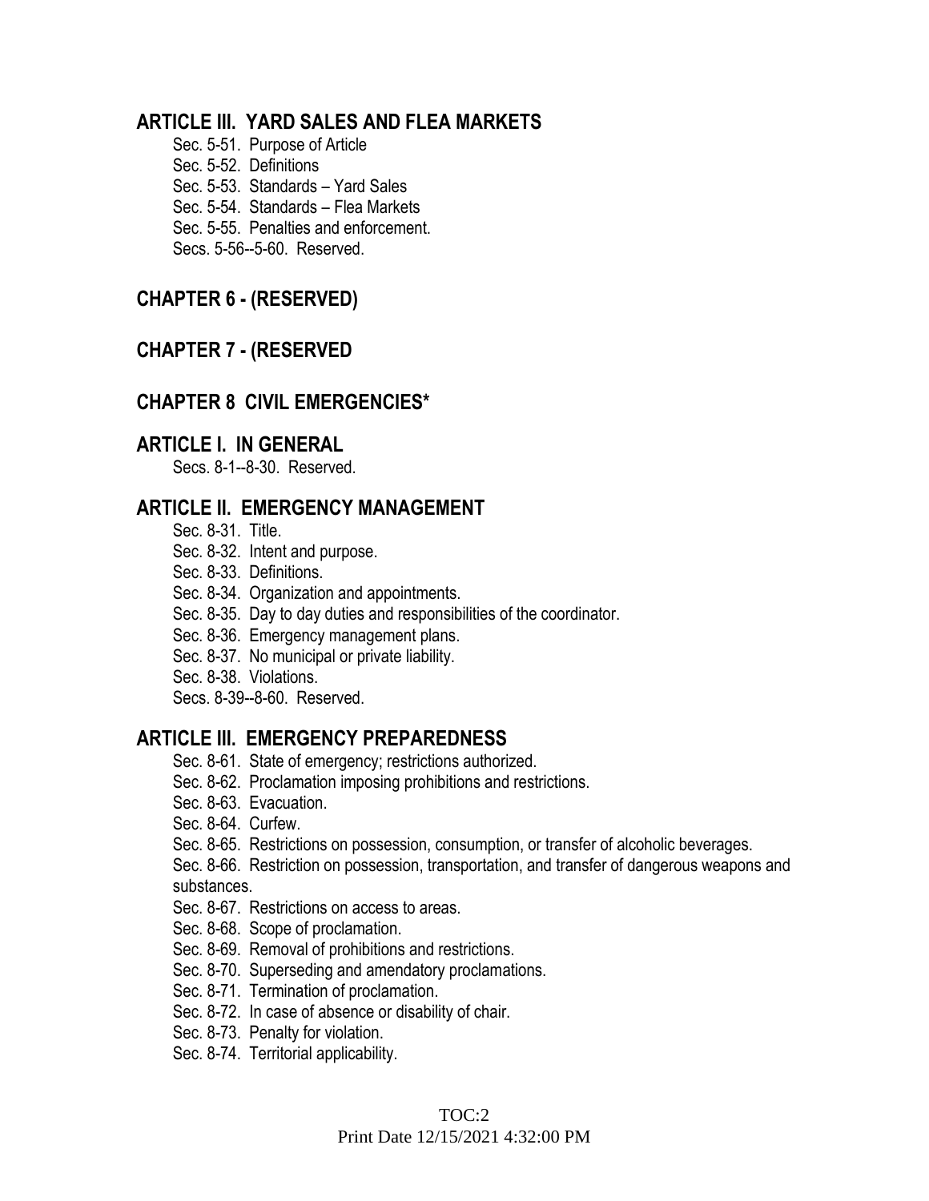## ARTICLE III. YARD SALES AND FLEA MARKETS

Sec. 5-51. Purpose of Article
Sec. 5-52. Definitions
Sec. 5-53. Standards – Yard Sales
Sec. 5-54. Standards – Flea Markets
Sec. 5-55. Penalties and enforcement.
Secs. 5-56--5-60. Reserved.

## CHAPTER 6 - (RESERVED)

## CHAPTER 7 - (RESERVED

## CHAPTER 8 CIVIL EMERGENCIES*

## ARTICLE I. IN GENERAL

Secs. 8-1--8-30. Reserved.

## ARTICLE II. EMERGENCY MANAGEMENT

Sec. 8-31. Title.
Sec. 8-32. Intent and purpose.
Sec. 8-33. Definitions.
Sec. 8-34. Organization and appointments.
Sec. 8-35. Day to day duties and responsibilities of the coordinator.
Sec. 8-36. Emergency management plans.
Sec. 8-37. No municipal or private liability.
Sec. 8-38. Violations.
Secs. 8-39--8-60. Reserved.

## ARTICLE III. EMERGENCY PREPAREDNESS

Sec. 8-61. State of emergency; restrictions authorized.
Sec. 8-62. Proclamation imposing prohibitions and restrictions.
Sec. 8-63. Evacuation.
Sec. 8-64. Curfew.
Sec. 8-65. Restrictions on possession, consumption, or transfer of alcoholic beverages.
Sec. 8-66. Restriction on possession, transportation, and transfer of dangerous weapons and substances.
Sec. 8-67. Restrictions on access to areas.
Sec. 8-68. Scope of proclamation.
Sec. 8-69. Removal of prohibitions and restrictions.
Sec. 8-70. Superseding and amendatory proclamations.
Sec. 8-71. Termination of proclamation.
Sec. 8-72. In case of absence or disability of chair.
Sec. 8-73. Penalty for violation.
Sec. 8-74. Territorial applicability.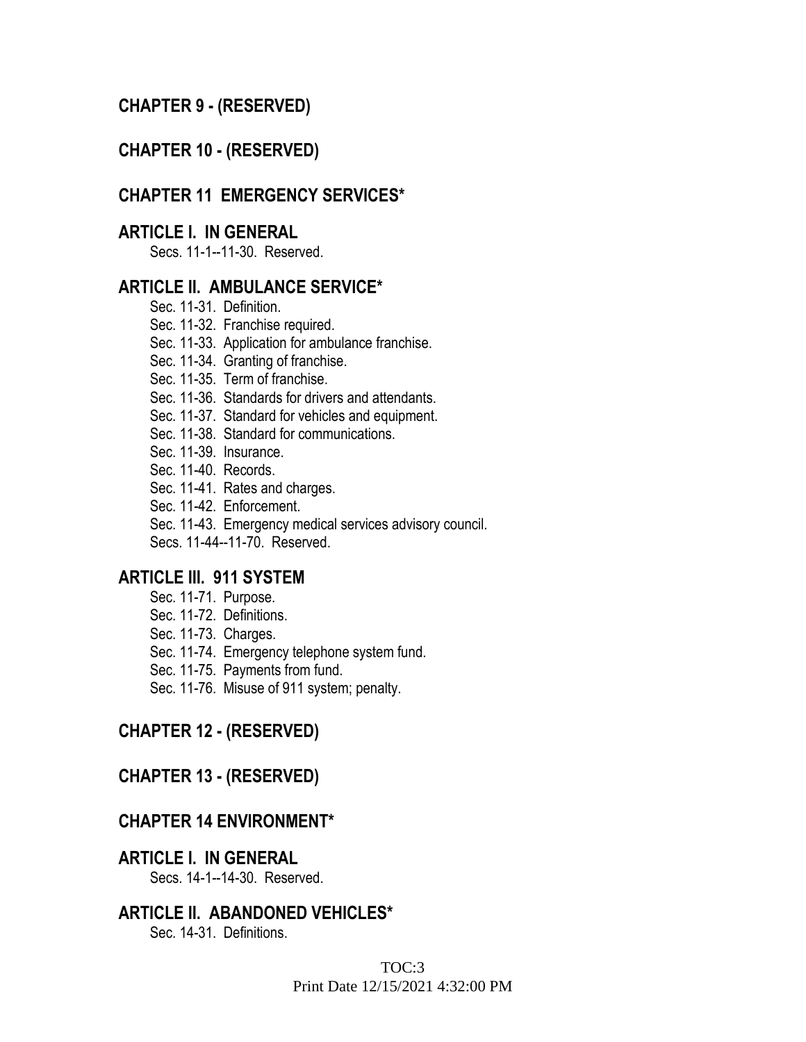## CHAPTER 9 - (RESERVED)

## CHAPTER 10 - (RESERVED)

## CHAPTER 11 EMERGENCY SERVICES*

### ARTICLE I. IN GENERAL

Secs. 11-1--11-30. Reserved.

### ARTICLE II. AMBULANCE SERVICE*

Sec. 11-31. Definition.
Sec. 11-32. Franchise required.
Sec. 11-33. Application for ambulance franchise.
Sec. 11-34. Granting of franchise.
Sec. 11-35. Term of franchise.
Sec. 11-36. Standards for drivers and attendants.
Sec. 11-37. Standard for vehicles and equipment.
Sec. 11-38. Standard for communications.
Sec. 11-39. Insurance.
Sec. 11-40. Records.
Sec. 11-41. Rates and charges.
Sec. 11-42. Enforcement.
Sec. 11-43. Emergency medical services advisory council.
Secs. 11-44--11-70. Reserved.

### ARTICLE III. 911 SYSTEM

Sec. 11-71. Purpose.
Sec. 11-72. Definitions.
Sec. 11-73. Charges.
Sec. 11-74. Emergency telephone system fund.
Sec. 11-75. Payments from fund.
Sec. 11-76. Misuse of 911 system; penalty.

## CHAPTER 12 - (RESERVED)

## CHAPTER 13 - (RESERVED)

## CHAPTER 14 ENVIRONMENT*

### ARTICLE I. IN GENERAL

Secs. 14-1--14-30. Reserved.

### ARTICLE II. ABANDONED VEHICLES*

Sec. 14-31. Definitions.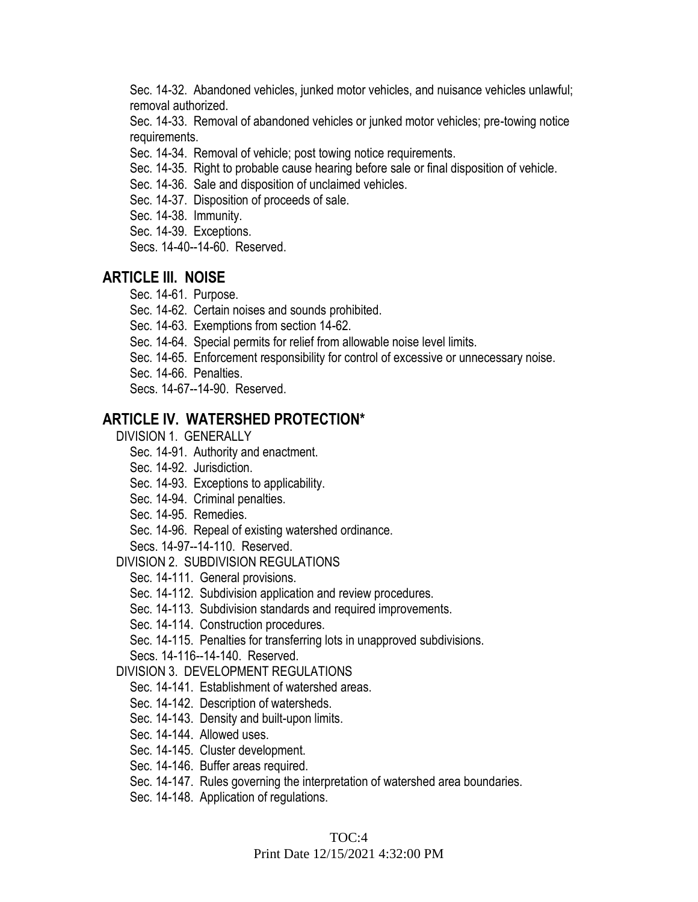Sec. 14-32. Abandoned vehicles, junked motor vehicles, and nuisance vehicles unlawful; removal authorized.

Sec. 14-33. Removal of abandoned vehicles or junked motor vehicles; pre-towing notice requirements.

Sec. 14-34. Removal of vehicle; post towing notice requirements.

Sec. 14-35. Right to probable cause hearing before sale or final disposition of vehicle.

Sec. 14-36. Sale and disposition of unclaimed vehicles.

Sec. 14-37. Disposition of proceeds of sale.

Sec. 14-38. Immunity.

Sec. 14-39. Exceptions.

Secs. 14-40--14-60. Reserved.

## ARTICLE III. NOISE

Sec. 14-61. Purpose.

Sec. 14-62. Certain noises and sounds prohibited.

Sec. 14-63. Exemptions from section 14-62.

Sec. 14-64. Special permits for relief from allowable noise level limits.

Sec. 14-65. Enforcement responsibility for control of excessive or unnecessary noise.

Sec. 14-66. Penalties.

Secs. 14-67--14-90. Reserved.

## ARTICLE IV. WATERSHED PROTECTION*

DIVISION 1. GENERALLY

Sec. 14-91. Authority and enactment.

Sec. 14-92. Jurisdiction.

Sec. 14-93. Exceptions to applicability.

Sec. 14-94. Criminal penalties.

Sec. 14-95. Remedies.

Sec. 14-96. Repeal of existing watershed ordinance.

Secs. 14-97--14-110. Reserved.

DIVISION 2. SUBDIVISION REGULATIONS

Sec. 14-111. General provisions.

Sec. 14-112. Subdivision application and review procedures.

Sec. 14-113. Subdivision standards and required improvements.

Sec. 14-114. Construction procedures.

Sec. 14-115. Penalties for transferring lots in unapproved subdivisions.

Secs. 14-116--14-140. Reserved.

DIVISION 3. DEVELOPMENT REGULATIONS

Sec. 14-141. Establishment of watershed areas.

Sec. 14-142. Description of watersheds.

Sec. 14-143. Density and built-upon limits.

Sec. 14-144. Allowed uses.

Sec. 14-145. Cluster development.

Sec. 14-146. Buffer areas required.

Sec. 14-147. Rules governing the interpretation of watershed area boundaries.

Sec. 14-148. Application of regulations.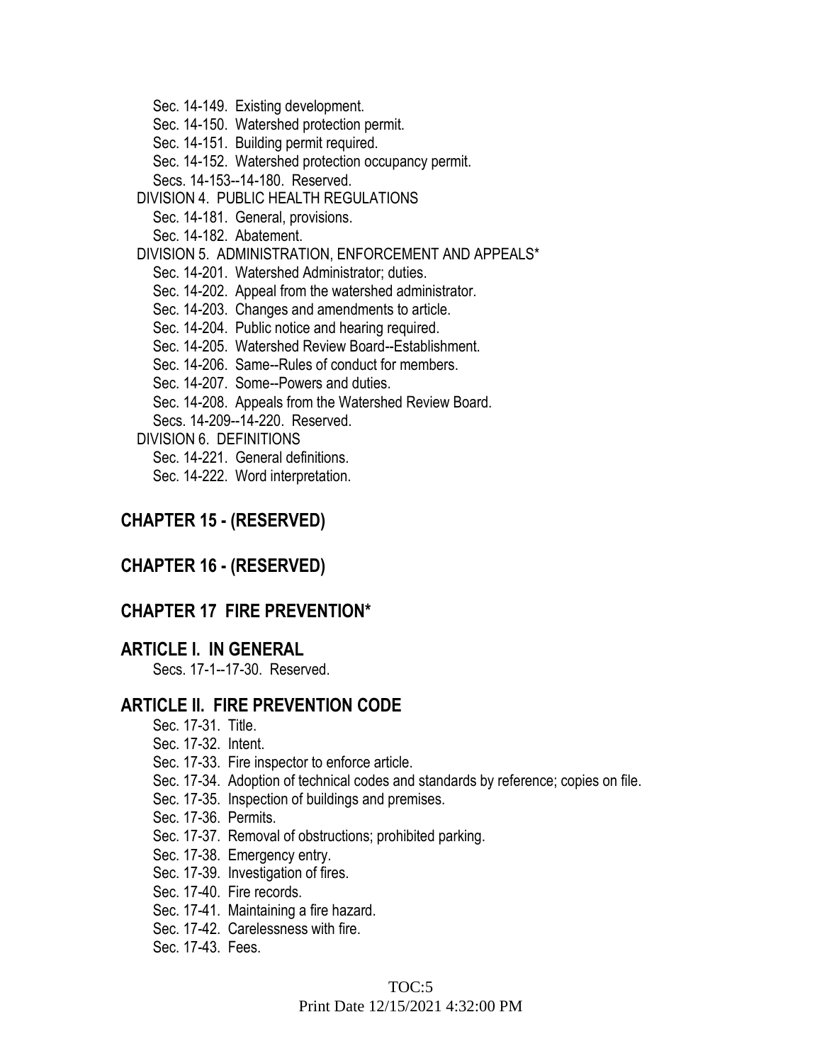Sec. 14-149. Existing development.
Sec. 14-150. Watershed protection permit.
Sec. 14-151. Building permit required.
Sec. 14-152. Watershed protection occupancy permit.
Secs. 14-153--14-180. Reserved.

DIVISION 4. PUBLIC HEALTH REGULATIONS

Sec. 14-181. General, provisions.
Sec. 14-182. Abatement.

DIVISION 5. ADMINISTRATION, ENFORCEMENT AND APPEALS*

Sec. 14-201. Watershed Administrator; duties.
Sec. 14-202. Appeal from the watershed administrator.
Sec. 14-203. Changes and amendments to article.
Sec. 14-204. Public notice and hearing required.
Sec. 14-205. Watershed Review Board--Establishment.
Sec. 14-206. Same--Rules of conduct for members.
Sec. 14-207. Some--Powers and duties.
Sec. 14-208. Appeals from the Watershed Review Board.
Secs. 14-209--14-220. Reserved.

DIVISION 6. DEFINITIONS

Sec. 14-221. General definitions.
Sec. 14-222. Word interpretation.

## CHAPTER 15 - (RESERVED)

## CHAPTER 16 - (RESERVED)

## CHAPTER 17 FIRE PREVENTION*

## ARTICLE I. IN GENERAL

Secs. 17-1--17-30. Reserved.

## ARTICLE II. FIRE PREVENTION CODE

Sec. 17-31. Title.
Sec. 17-32. Intent.
Sec. 17-33. Fire inspector to enforce article.
Sec. 17-34. Adoption of technical codes and standards by reference; copies on file.
Sec. 17-35. Inspection of buildings and premises.
Sec. 17-36. Permits.
Sec. 17-37. Removal of obstructions; prohibited parking.
Sec. 17-38. Emergency entry.
Sec. 17-39. Investigation of fires.
Sec. 17-40. Fire records.
Sec. 17-41. Maintaining a fire hazard.
Sec. 17-42. Carelessness with fire.
Sec. 17-43. Fees.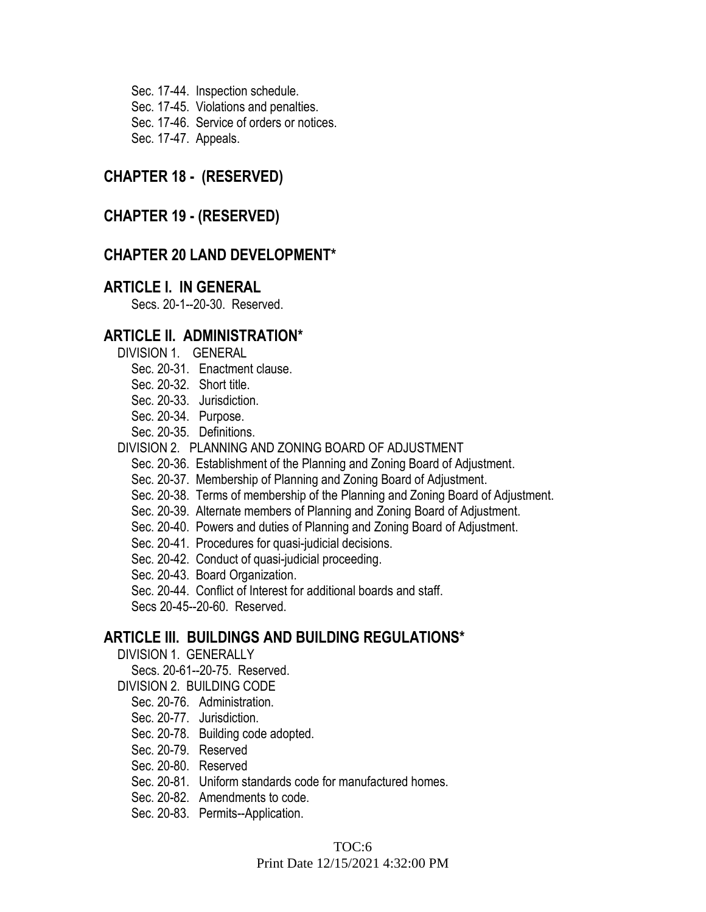Sec. 17-44. Inspection schedule.
Sec. 17-45. Violations and penalties.
Sec. 17-46. Service of orders or notices.
Sec. 17-47. Appeals.

## CHAPTER 18 - (RESERVED)

## CHAPTER 19 - (RESERVED)

## CHAPTER 20 LAND DEVELOPMENT*

## ARTICLE I. IN GENERAL

Secs. 20-1--20-30. Reserved.

## ARTICLE II. ADMINISTRATION*

DIVISION 1. GENERAL

Sec. 20-31. Enactment clause.
Sec. 20-32. Short title.
Sec. 20-33. Jurisdiction.
Sec. 20-34. Purpose.
Sec. 20-35. Definitions.

DIVISION 2. PLANNING AND ZONING BOARD OF ADJUSTMENT

Sec. 20-36. Establishment of the Planning and Zoning Board of Adjustment.
Sec. 20-37. Membership of Planning and Zoning Board of Adjustment.
Sec. 20-38. Terms of membership of the Planning and Zoning Board of Adjustment.
Sec. 20-39. Alternate members of Planning and Zoning Board of Adjustment.
Sec. 20-40. Powers and duties of Planning and Zoning Board of Adjustment.
Sec. 20-41. Procedures for quasi-judicial decisions.
Sec. 20-42. Conduct of quasi-judicial proceeding.
Sec. 20-43. Board Organization.
Sec. 20-44. Conflict of Interest for additional boards and staff.
Secs 20-45--20-60. Reserved.

## ARTICLE III. BUILDINGS AND BUILDING REGULATIONS*

DIVISION 1. GENERALLY

Secs. 20-61--20-75. Reserved.

DIVISION 2. BUILDING CODE

Sec. 20-76. Administration.
Sec. 20-77. Jurisdiction.
Sec. 20-78. Building code adopted.
Sec. 20-79. Reserved
Sec. 20-80. Reserved
Sec. 20-81. Uniform standards code for manufactured homes.
Sec. 20-82. Amendments to code.
Sec. 20-83. Permits--Application.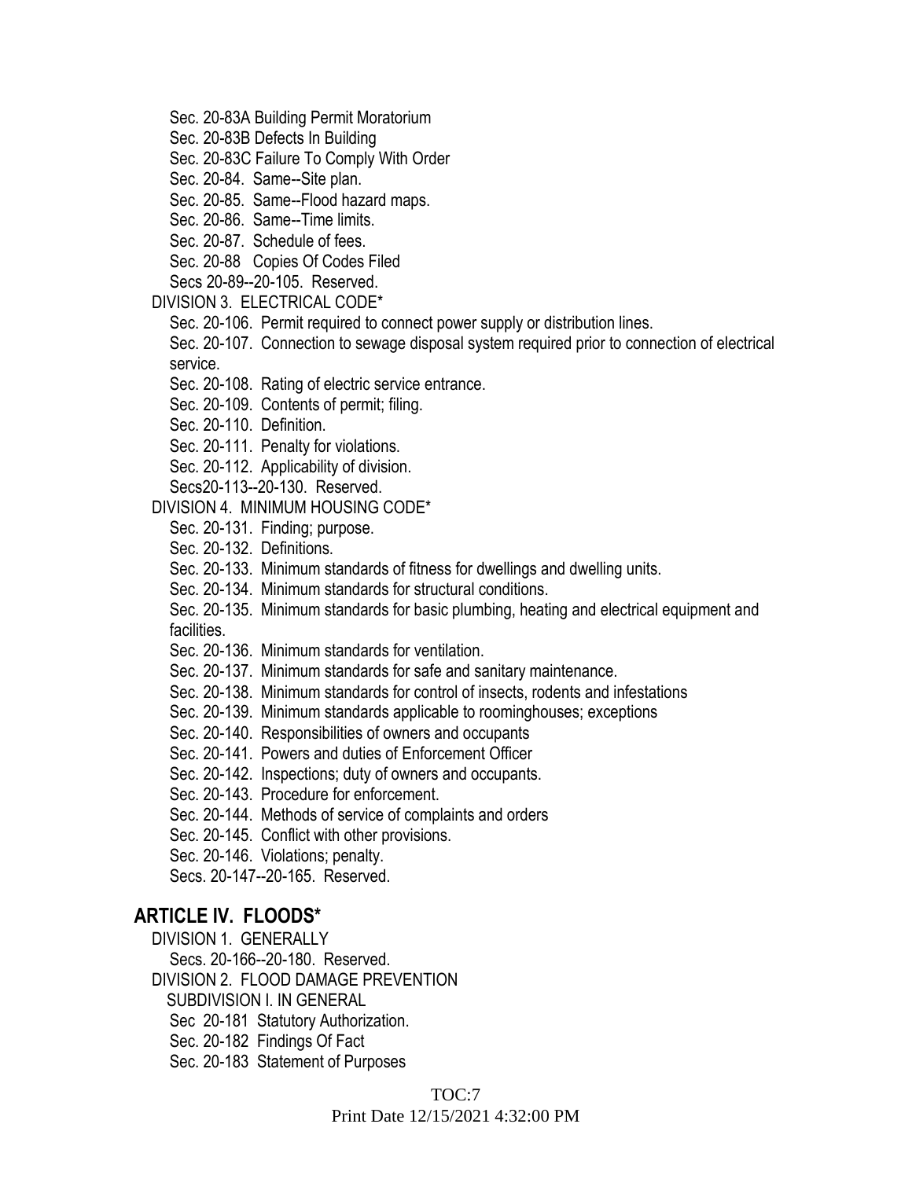Sec. 20-83A Building Permit Moratorium

Sec. 20-83B Defects In Building

Sec. 20-83C Failure To Comply With Order

Sec. 20-84. Same--Site plan.

Sec. 20-85. Same--Flood hazard maps.

Sec. 20-86. Same--Time limits.

Sec. 20-87. Schedule of fees.

Sec. 20-88 Copies Of Codes Filed

Secs 20-89--20-105. Reserved.

DIVISION 3. ELECTRICAL CODE*

Sec. 20-106. Permit required to connect power supply or distribution lines.

Sec. 20-107. Connection to sewage disposal system required prior to connection of electrical service.

Sec. 20-108. Rating of electric service entrance.

Sec. 20-109. Contents of permit; filing.

Sec. 20-110. Definition.

Sec. 20-111. Penalty for violations.

Sec. 20-112. Applicability of division.

Secs20-113--20-130. Reserved.

DIVISION 4. MINIMUM HOUSING CODE*

Sec. 20-131. Finding; purpose.

Sec. 20-132. Definitions.

Sec. 20-133. Minimum standards of fitness for dwellings and dwelling units.

Sec. 20-134. Minimum standards for structural conditions.

Sec. 20-135. Minimum standards for basic plumbing, heating and electrical equipment and facilities.

Sec. 20-136. Minimum standards for ventilation.

Sec. 20-137. Minimum standards for safe and sanitary maintenance.

Sec. 20-138. Minimum standards for control of insects, rodents and infestations

Sec. 20-139. Minimum standards applicable to roominghouses; exceptions

Sec. 20-140. Responsibilities of owners and occupants

Sec. 20-141. Powers and duties of Enforcement Officer

Sec. 20-142. Inspections; duty of owners and occupants.

Sec. 20-143. Procedure for enforcement.

Sec. 20-144. Methods of service of complaints and orders

Sec. 20-145. Conflict with other provisions.

Sec. 20-146. Violations; penalty.

Secs. 20-147--20-165. Reserved.

## ARTICLE IV. FLOODS*

DIVISION 1. GENERALLY

Secs. 20-166--20-180. Reserved.

DIVISION 2. FLOOD DAMAGE PREVENTION

SUBDIVISION I. IN GENERAL

Sec 20-181 Statutory Authorization.

Sec. 20-182 Findings Of Fact

Sec. 20-183 Statement of Purposes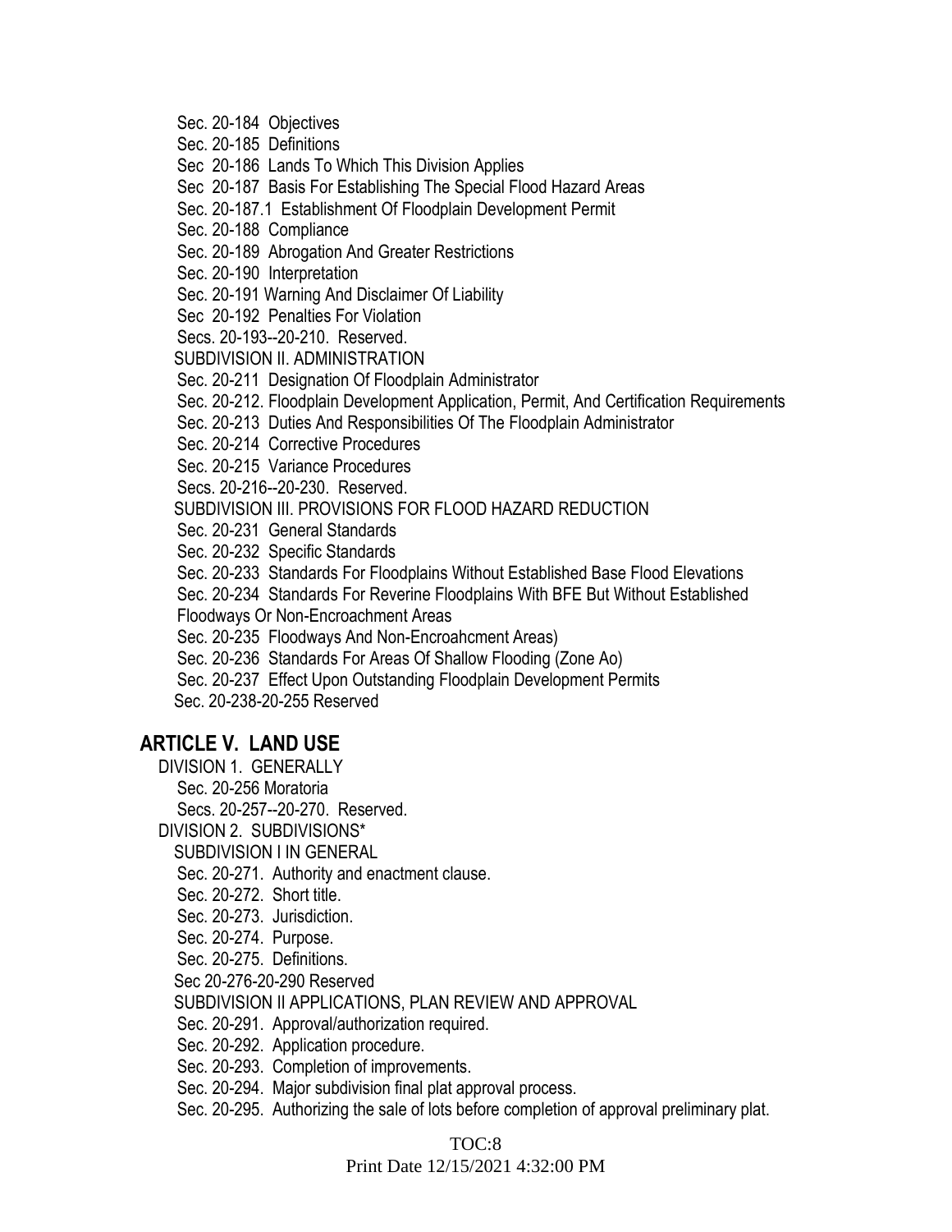Sec. 20-184 Objectives
Sec. 20-185 Definitions
Sec 20-186 Lands To Which This Division Applies
Sec 20-187 Basis For Establishing The Special Flood Hazard Areas
Sec. 20-187.1 Establishment Of Floodplain Development Permit
Sec. 20-188 Compliance
Sec. 20-189 Abrogation And Greater Restrictions
Sec. 20-190 Interpretation
Sec. 20-191 Warning And Disclaimer Of Liability
Sec 20-192 Penalties For Violation
Secs. 20-193--20-210. Reserved.

SUBDIVISION II. ADMINISTRATION

Sec. 20-211 Designation Of Floodplain Administrator
Sec. 20-212. Floodplain Development Application, Permit, And Certification Requirements
Sec. 20-213 Duties And Responsibilities Of The Floodplain Administrator
Sec. 20-214 Corrective Procedures
Sec. 20-215 Variance Procedures
Secs. 20-216--20-230. Reserved.

SUBDIVISION III. PROVISIONS FOR FLOOD HAZARD REDUCTION

Sec. 20-231 General Standards
Sec. 20-232 Specific Standards
Sec. 20-233 Standards For Floodplains Without Established Base Flood Elevations
Sec. 20-234 Standards For Reverine Floodplains With BFE But Without Established Floodways Or Non-Encroachment Areas
Sec. 20-235 Floodways And Non-Encroahcment Areas)
Sec. 20-236 Standards For Areas Of Shallow Flooding (Zone Ao)
Sec. 20-237 Effect Upon Outstanding Floodplain Development Permits
Sec. 20-238-20-255 Reserved

## ARTICLE V. LAND USE

DIVISION 1. GENERALLY

Sec. 20-256 Moratoria
Secs. 20-257--20-270. Reserved.

DIVISION 2. SUBDIVISIONS*

SUBDIVISION I IN GENERAL

Sec. 20-271. Authority and enactment clause.
Sec. 20-272. Short title.
Sec. 20-273. Jurisdiction.
Sec. 20-274. Purpose.
Sec. 20-275. Definitions.
Sec 20-276-20-290 Reserved

SUBDIVISION II APPLICATIONS, PLAN REVIEW AND APPROVAL

Sec. 20-291. Approval/authorization required.
Sec. 20-292. Application procedure.
Sec. 20-293. Completion of improvements.
Sec. 20-294. Major subdivision final plat approval process.
Sec. 20-295. Authorizing the sale of lots before completion of approval preliminary plat.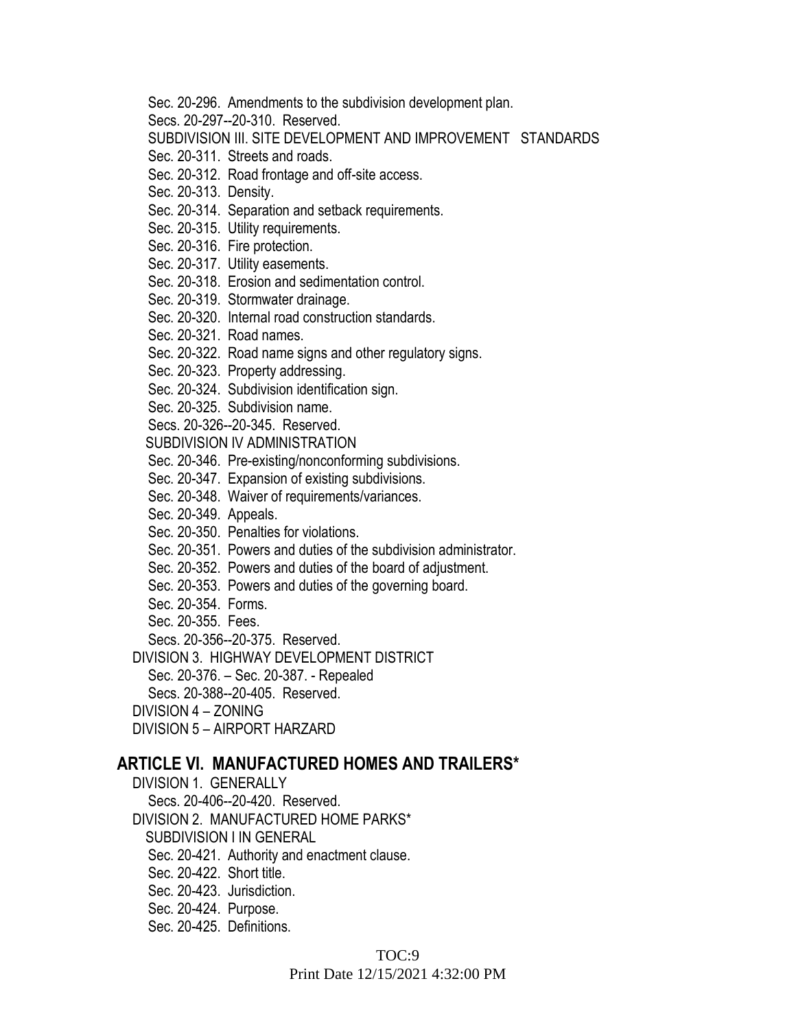Sec. 20-296. Amendments to the subdivision development plan.

Secs. 20-297--20-310. Reserved.

SUBDIVISION III. SITE DEVELOPMENT AND IMPROVEMENT STANDARDS

Sec. 20-311. Streets and roads.

Sec. 20-312. Road frontage and off-site access.

Sec. 20-313. Density.

Sec. 20-314. Separation and setback requirements.

Sec. 20-315. Utility requirements.

Sec. 20-316. Fire protection.

Sec. 20-317. Utility easements.

Sec. 20-318. Erosion and sedimentation control.

Sec. 20-319. Stormwater drainage.

Sec. 20-320. Internal road construction standards.

Sec. 20-321. Road names.

Sec. 20-322. Road name signs and other regulatory signs.

Sec. 20-323. Property addressing.

Sec. 20-324. Subdivision identification sign.

Sec. 20-325. Subdivision name.

Secs. 20-326--20-345. Reserved.

SUBDIVISION IV ADMINISTRATION

Sec. 20-346. Pre-existing/nonconforming subdivisions.

Sec. 20-347. Expansion of existing subdivisions.

Sec. 20-348. Waiver of requirements/variances.

Sec. 20-349. Appeals.

Sec. 20-350. Penalties for violations.

Sec. 20-351. Powers and duties of the subdivision administrator.

Sec. 20-352. Powers and duties of the board of adjustment.

Sec. 20-353. Powers and duties of the governing board.

Sec. 20-354. Forms.

Sec. 20-355. Fees.

Secs. 20-356--20-375. Reserved.

DIVISION 3. HIGHWAY DEVELOPMENT DISTRICT

Sec. 20-376. – Sec. 20-387. - Repealed

Secs. 20-388--20-405. Reserved.

DIVISION 4 – ZONING

DIVISION 5 – AIRPORT HARZARD

## ARTICLE VI. MANUFACTURED HOMES AND TRAILERS*

DIVISION 1. GENERALLY

Secs. 20-406--20-420. Reserved.

DIVISION 2. MANUFACTURED HOME PARKS*

SUBDIVISION I IN GENERAL

Sec. 20-421. Authority and enactment clause.

Sec. 20-422. Short title.

Sec. 20-423. Jurisdiction.

Sec. 20-424. Purpose.

Sec. 20-425. Definitions.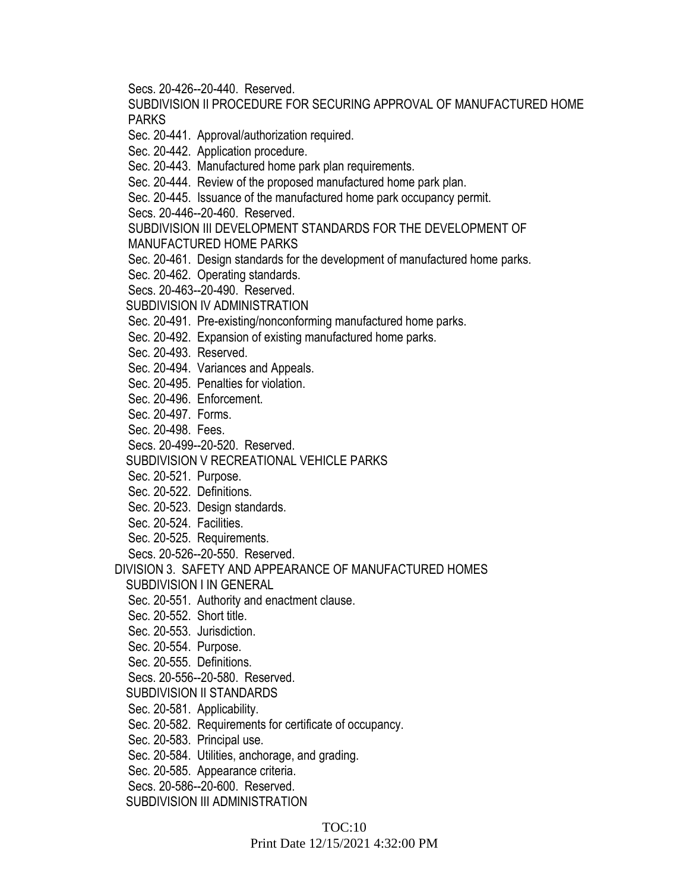Secs. 20-426--20-440. Reserved.

SUBDIVISION II PROCEDURE FOR SECURING APPROVAL OF MANUFACTURED HOME PARKS

Sec. 20-441. Approval/authorization required.

Sec. 20-442. Application procedure.

Sec. 20-443. Manufactured home park plan requirements.

Sec. 20-444. Review of the proposed manufactured home park plan.

Sec. 20-445. Issuance of the manufactured home park occupancy permit.

Secs. 20-446--20-460. Reserved.

SUBDIVISION III DEVELOPMENT STANDARDS FOR THE DEVELOPMENT OF MANUFACTURED HOME PARKS

Sec. 20-461. Design standards for the development of manufactured home parks.

Sec. 20-462. Operating standards.

Secs. 20-463--20-490. Reserved.

SUBDIVISION IV ADMINISTRATION

Sec. 20-491. Pre-existing/nonconforming manufactured home parks.

Sec. 20-492. Expansion of existing manufactured home parks.

Sec. 20-493. Reserved.

Sec. 20-494. Variances and Appeals.

Sec. 20-495. Penalties for violation.

Sec. 20-496. Enforcement.

Sec. 20-497. Forms.

Sec. 20-498. Fees.

Secs. 20-499--20-520. Reserved.

SUBDIVISION V RECREATIONAL VEHICLE PARKS

Sec. 20-521. Purpose.

Sec. 20-522. Definitions.

Sec. 20-523. Design standards.

Sec. 20-524. Facilities.

Sec. 20-525. Requirements.

Secs. 20-526--20-550. Reserved.

DIVISION 3. SAFETY AND APPEARANCE OF MANUFACTURED HOMES

SUBDIVISION I IN GENERAL

Sec. 20-551. Authority and enactment clause.

Sec. 20-552. Short title.

Sec. 20-553. Jurisdiction.

Sec. 20-554. Purpose.

Sec. 20-555. Definitions.

Secs. 20-556--20-580. Reserved.

SUBDIVISION II STANDARDS

Sec. 20-581. Applicability.

Sec. 20-582. Requirements for certificate of occupancy.

Sec. 20-583. Principal use.

Sec. 20-584. Utilities, anchorage, and grading.

Sec. 20-585. Appearance criteria.

Secs. 20-586--20-600. Reserved.

SUBDIVISION III ADMINISTRATION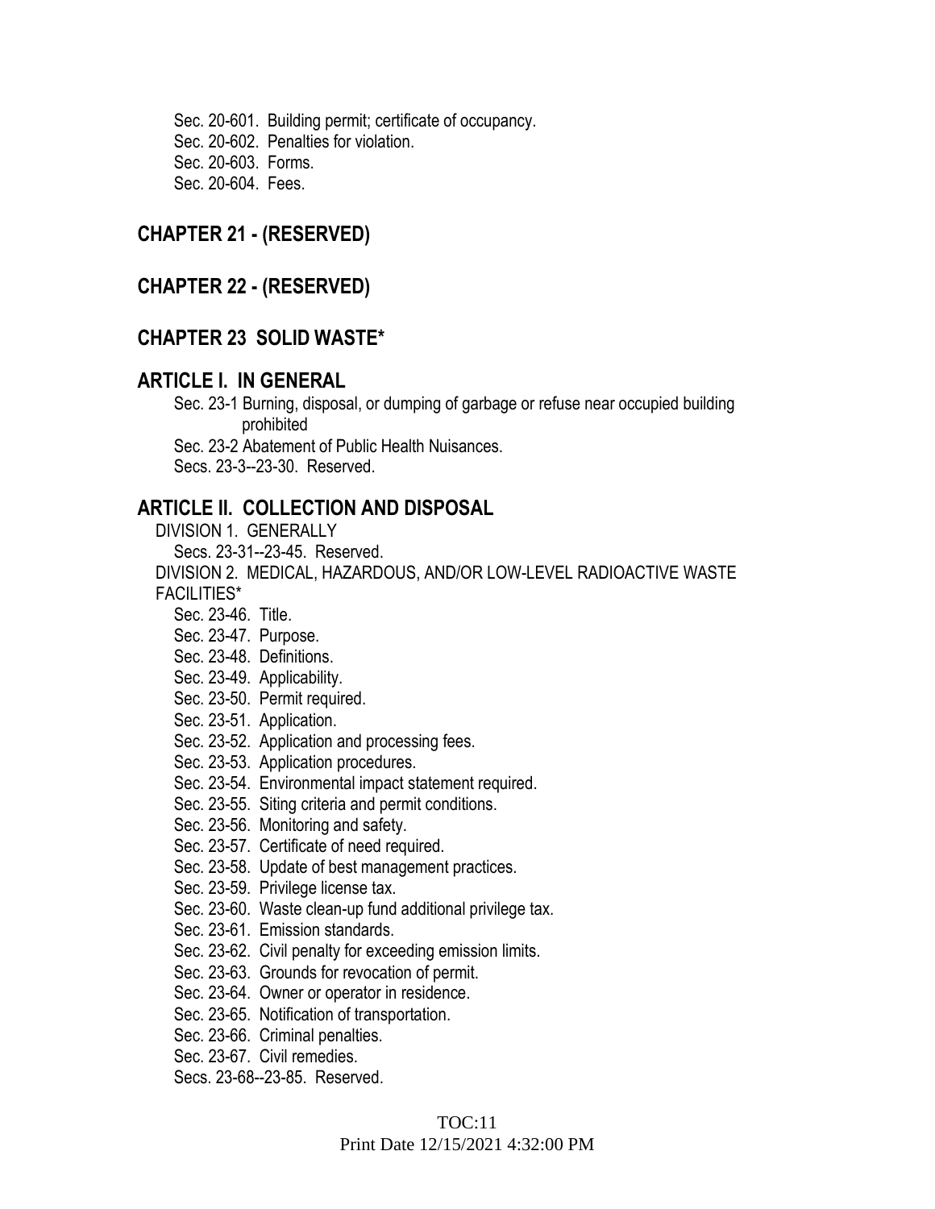Sec. 20-601. Building permit; certificate of occupancy.
Sec. 20-602. Penalties for violation.
Sec. 20-603. Forms.
Sec. 20-604. Fees.

## CHAPTER 21 - (RESERVED)

## CHAPTER 22 - (RESERVED)

## CHAPTER 23 SOLID WASTE*

## ARTICLE I. IN GENERAL

Sec. 23-1 Burning, disposal, or dumping of garbage or refuse near occupied building prohibited
Sec. 23-2 Abatement of Public Health Nuisances.
Secs. 23-3--23-30. Reserved.

## ARTICLE II. COLLECTION AND DISPOSAL

DIVISION 1. GENERALLY
Secs. 23-31--23-45. Reserved.
DIVISION 2. MEDICAL, HAZARDOUS, AND/OR LOW-LEVEL RADIOACTIVE WASTE FACILITIES*
Sec. 23-46. Title.
Sec. 23-47. Purpose.
Sec. 23-48. Definitions.
Sec. 23-49. Applicability.
Sec. 23-50. Permit required.
Sec. 23-51. Application.
Sec. 23-52. Application and processing fees.
Sec. 23-53. Application procedures.
Sec. 23-54. Environmental impact statement required.
Sec. 23-55. Siting criteria and permit conditions.
Sec. 23-56. Monitoring and safety.
Sec. 23-57. Certificate of need required.
Sec. 23-58. Update of best management practices.
Sec. 23-59. Privilege license tax.
Sec. 23-60. Waste clean-up fund additional privilege tax.
Sec. 23-61. Emission standards.
Sec. 23-62. Civil penalty for exceeding emission limits.
Sec. 23-63. Grounds for revocation of permit.
Sec. 23-64. Owner or operator in residence.
Sec. 23-65. Notification of transportation.
Sec. 23-66. Criminal penalties.
Sec. 23-67. Civil remedies.
Secs. 23-68--23-85. Reserved.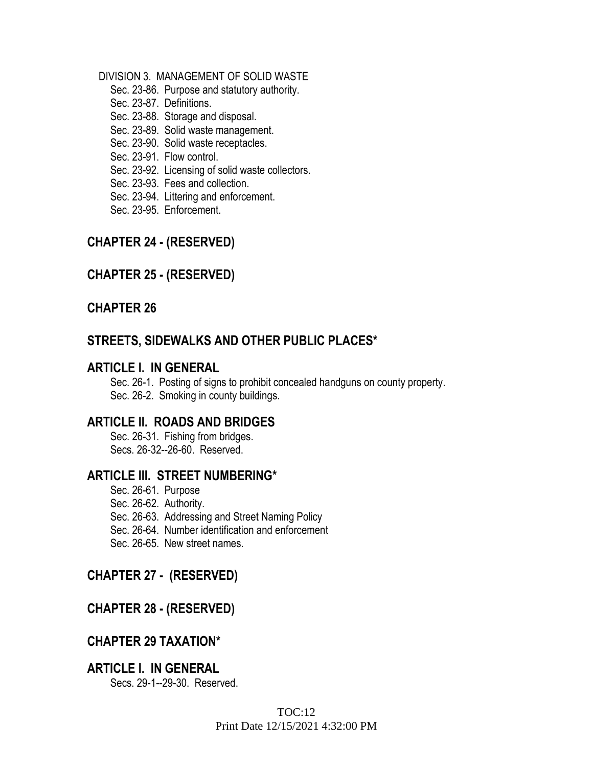DIVISION 3. MANAGEMENT OF SOLID WASTE

- Sec. 23-86. Purpose and statutory authority.
- Sec. 23-87. Definitions.
- Sec. 23-88. Storage and disposal.
- Sec. 23-89. Solid waste management.
- Sec. 23-90. Solid waste receptacles.
- Sec. 23-91. Flow control.
- Sec. 23-92. Licensing of solid waste collectors.
- Sec. 23-93. Fees and collection.
- Sec. 23-94. Littering and enforcement.
- Sec. 23-95. Enforcement.

## CHAPTER 24 - (RESERVED)

## CHAPTER 25 - (RESERVED)

## CHAPTER 26

## STREETS, SIDEWALKS AND OTHER PUBLIC PLACES*

### ARTICLE I. IN GENERAL

- Sec. 26-1. Posting of signs to prohibit concealed handguns on county property.
- Sec. 26-2. Smoking in county buildings.

### ARTICLE II. ROADS AND BRIDGES

- Sec. 26-31. Fishing from bridges.
- Secs. 26-32--26-60. Reserved.

### ARTICLE III. STREET NUMBERING*

- Sec. 26-61. Purpose
- Sec. 26-62. Authority.
- Sec. 26-63. Addressing and Street Naming Policy
- Sec. 26-64. Number identification and enforcement
- Sec. 26-65. New street names.

## CHAPTER 27 - (RESERVED)

## CHAPTER 28 - (RESERVED)

## CHAPTER 29 TAXATION*

### ARTICLE I. IN GENERAL

- Secs. 29-1--29-30. Reserved.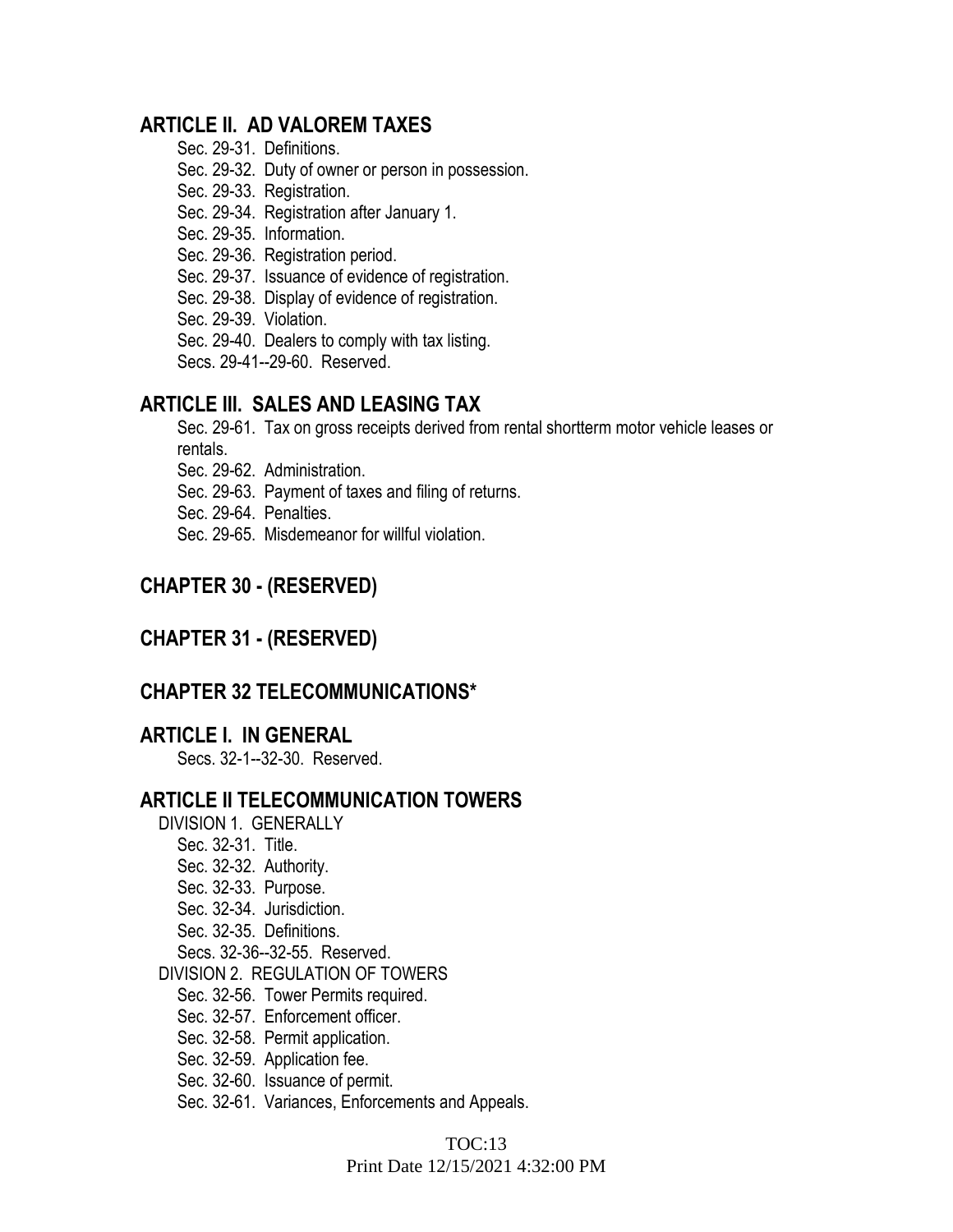## ARTICLE II. AD VALOREM TAXES

Sec. 29-31. Definitions.
Sec. 29-32. Duty of owner or person in possession.
Sec. 29-33. Registration.
Sec. 29-34. Registration after January 1.
Sec. 29-35. Information.
Sec. 29-36. Registration period.
Sec. 29-37. Issuance of evidence of registration.
Sec. 29-38. Display of evidence of registration.
Sec. 29-39. Violation.
Sec. 29-40. Dealers to comply with tax listing.
Secs. 29-41--29-60. Reserved.

## ARTICLE III. SALES AND LEASING TAX

Sec. 29-61. Tax on gross receipts derived from rental shortterm motor vehicle leases or rentals.
Sec. 29-62. Administration.
Sec. 29-63. Payment of taxes and filing of returns.
Sec. 29-64. Penalties.
Sec. 29-65. Misdemeanor for willful violation.

## CHAPTER 30 - (RESERVED)

## CHAPTER 31 - (RESERVED)

## CHAPTER 32 TELECOMMUNICATIONS*

## ARTICLE I. IN GENERAL

Secs. 32-1--32-30. Reserved.

## ARTICLE II TELECOMMUNICATION TOWERS

DIVISION 1. GENERALLY

Sec. 32-31. Title.
Sec. 32-32. Authority.
Sec. 32-33. Purpose.
Sec. 32-34. Jurisdiction.
Sec. 32-35. Definitions.
Secs. 32-36--32-55. Reserved.

DIVISION 2. REGULATION OF TOWERS

Sec. 32-56. Tower Permits required.
Sec. 32-57. Enforcement officer.
Sec. 32-58. Permit application.
Sec. 32-59. Application fee.
Sec. 32-60. Issuance of permit.
Sec. 32-61. Variances, Enforcements and Appeals.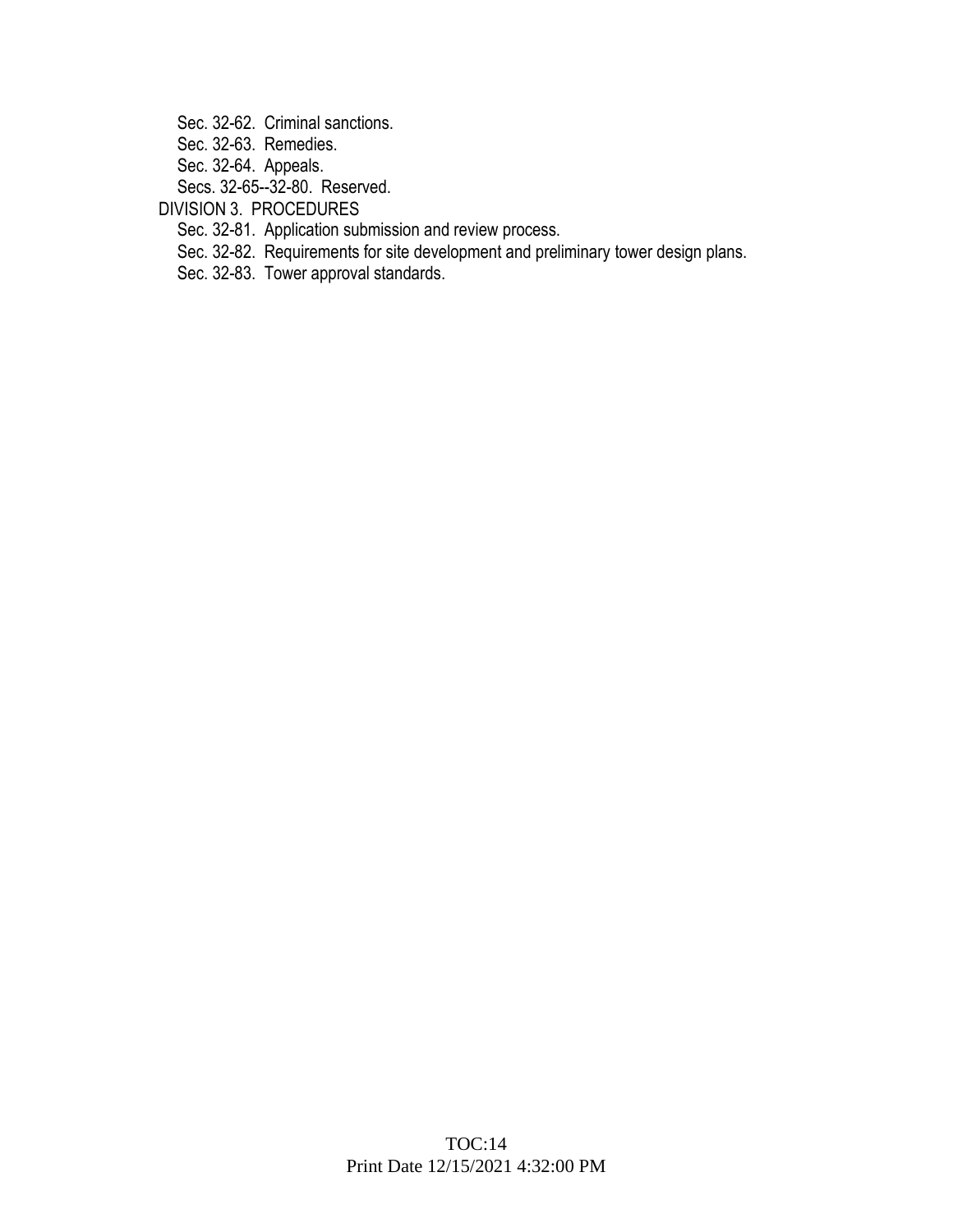Sec. 32-62. Criminal sanctions.
Sec. 32-63. Remedies.
Sec. 32-64. Appeals.
Secs. 32-65--32-80. Reserved.

DIVISION 3. PROCEDURES

Sec. 32-81. Application submission and review process.
Sec. 32-82. Requirements for site development and preliminary tower design plans.
Sec. 32-83. Tower approval standards.